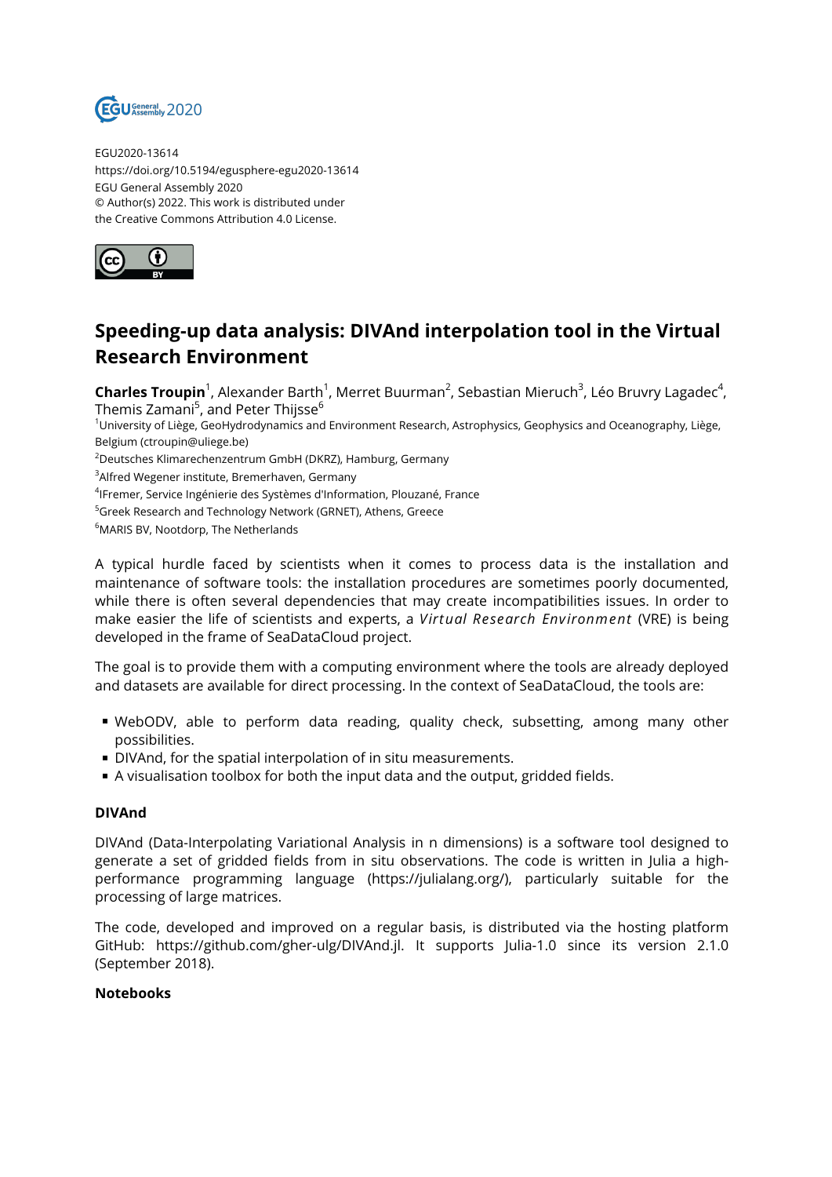EGU2020-13614
https://doi.org/10.5194/egusphere-egu2020-13614
EGU General Assembly 2020
© Author(s) 2022. This work is distributed under
the Creative Commons Attribution 4.0 License.

# Speeding-up data analysis: DIVAnd interpolation tool in the Virtual Research Environment

**Charles Troupin**[1], Alexander Barth[1], Merret Buurman[2], Sebastian Mieruch[3], Léo Bruvry Lagadec[4], Themis Zamani[5], and Peter Thijsse[6]

[1]University of Liège, GeoHydrodynamics and Environment Research, Astrophysics, Geophysics and Oceanography, Liège, Belgium (ctroupin@uliege.be)
[2]Deutsches Klimarechenzentrum GmbH (DKRZ), Hamburg, Germany
[3]Alfred Wegener institute, Bremerhaven, Germany
[4]IFremer, Service Ingénierie des Systèmes d'Information, Plouzané, France
[5]Greek Research and Technology Network (GRNET), Athens, Greece
[6]MARIS BV, Nootdorp, The Netherlands

A typical hurdle faced by scientists when it comes to process data is the installation and maintenance of software tools: the installation procedures are sometimes poorly documented, while there is often several dependencies that may create incompatibilities issues. In order to make easier the life of scientists and experts, a *Virtual Research Environment* (VRE) is being developed in the frame of SeaDataCloud project.

The goal is to provide them with a computing environment where the tools are already deployed and datasets are available for direct processing. In the context of SeaDataCloud, the tools are:

- WebODV, able to perform data reading, quality check, subsetting, among many other possibilities.
- DIVAnd, for the spatial interpolation of in situ measurements.
- A visualisation toolbox for both the input data and the output, gridded fields.

### DIVAnd

DIVAnd (Data-Interpolating Variational Analysis in n dimensions) is a software tool designed to generate a set of gridded fields from in situ observations. The code is written in Julia a high-performance programming language (https://julialang.org/), particularly suitable for the processing of large matrices.

The code, developed and improved on a regular basis, is distributed via the hosting platform GitHub: https://github.com/gher-ulg/DIVAnd.jl. It supports Julia-1.0 since its version 2.1.0 (September 2018).

### Notebooks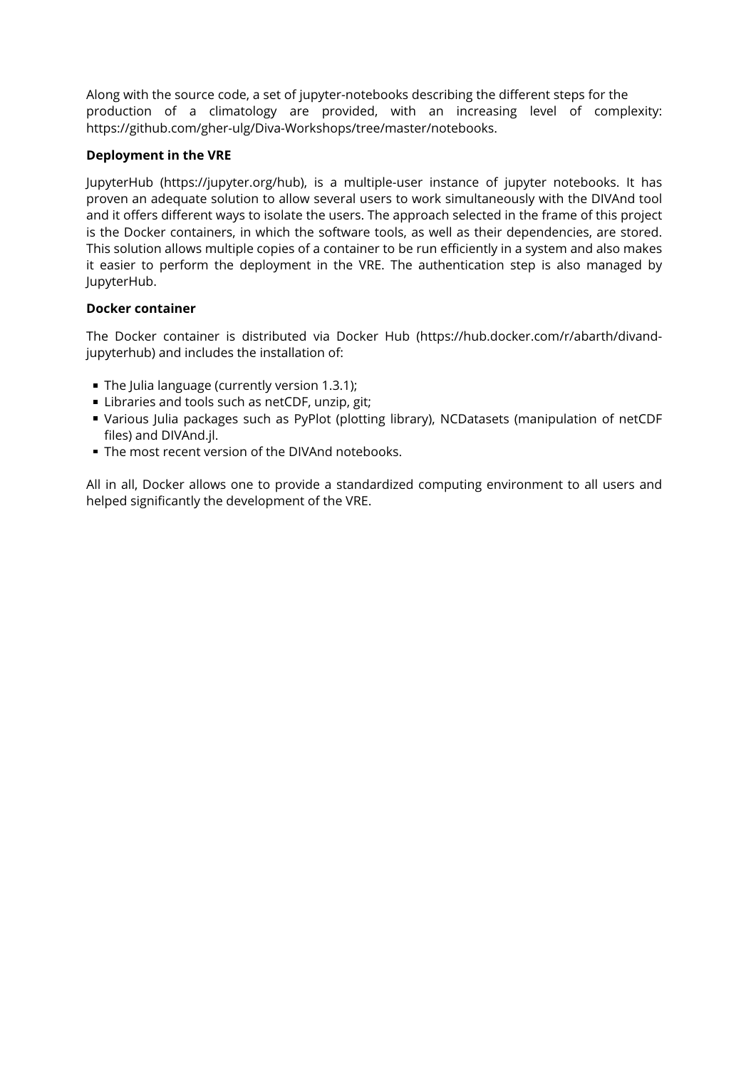Along with the source code, a set of jupyter-notebooks describing the different steps for the production of a climatology are provided, with an increasing level of complexity: https://github.com/gher-ulg/Diva-Workshops/tree/master/notebooks.

**Deployment in the VRE**

JupyterHub (https://jupyter.org/hub), is a multiple-user instance of jupyter notebooks. It has proven an adequate solution to allow several users to work simultaneously with the DIVAnd tool and it offers different ways to isolate the users. The approach selected in the frame of this project is the Docker containers, in which the software tools, as well as their dependencies, are stored. This solution allows multiple copies of a container to be run efficiently in a system and also makes it easier to perform the deployment in the VRE. The authentication step is also managed by JupyterHub.

**Docker container**

The Docker container is distributed via Docker Hub (https://hub.docker.com/r/abarth/divand-jupyterhub) and includes the installation of:

- The Julia language (currently version 1.3.1);
- Libraries and tools such as netCDF, unzip, git;
- Various Julia packages such as PyPlot (plotting library), NCDatasets (manipulation of netCDF files) and DIVAnd.jl.
- The most recent version of the DIVAnd notebooks.

All in all, Docker allows one to provide a standardized computing environment to all users and helped significantly the development of the VRE.